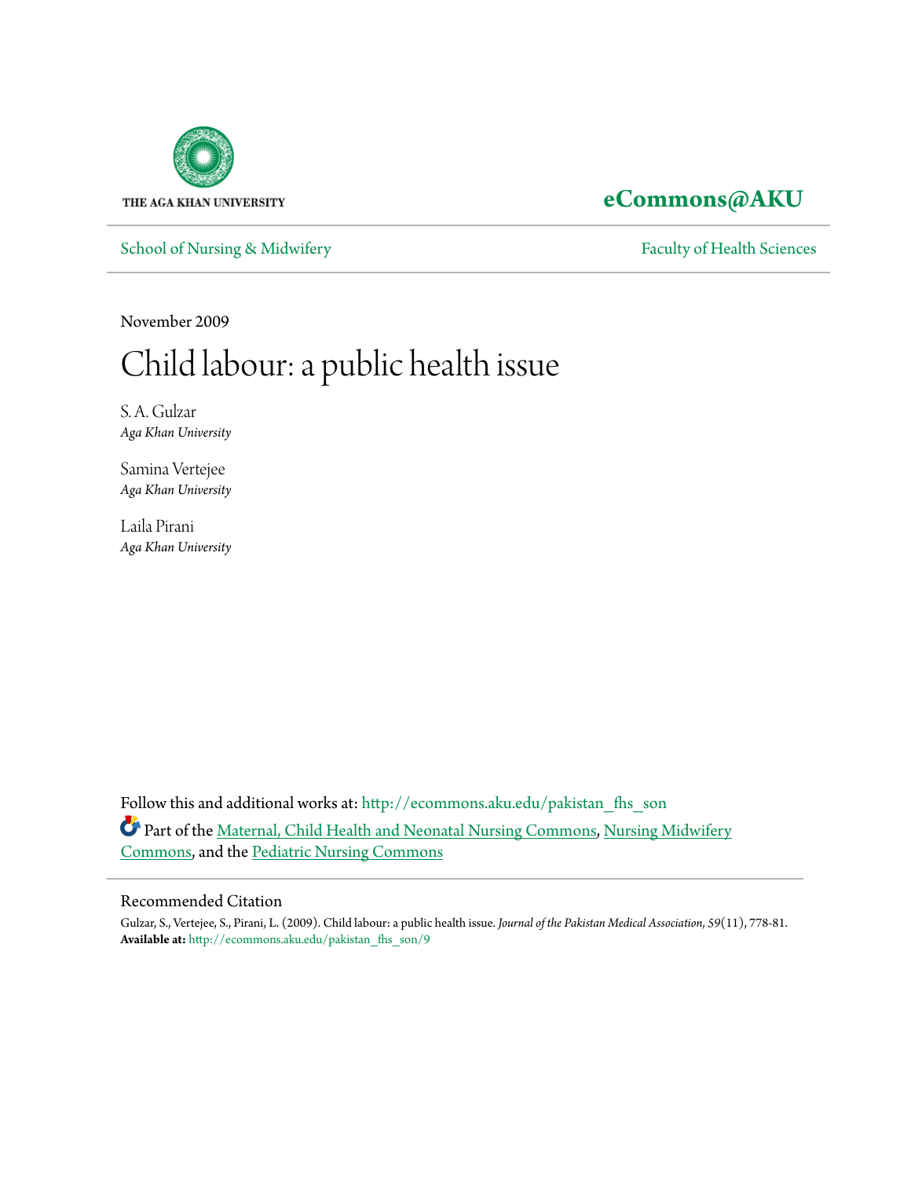THE AGA KHAN UNIVERSITY

**eCommons@AKU**

School of Nursing & Midwifery | Faculty of Health Sciences

November 2009

# Child labour: a public health issue

S. A. Gulzar
*Aga Khan University*

Samina Vertejee
*Aga Khan University*

Laila Pirani
*Aga Khan University*

Follow this and additional works at: http://ecommons.aku.edu/pakistan_fhs_son

Part of the Maternal, Child Health and Neonatal Nursing Commons, Nursing Midwifery Commons, and the Pediatric Nursing Commons

## Recommended Citation

Gulzar, S., Vertejee, S., Pirani, L. (2009). Child labour: a public health issue. *Journal of the Pakistan Medical Association, 59*(11), 778-81.
**Available at:** http://ecommons.aku.edu/pakistan_fhs_son/9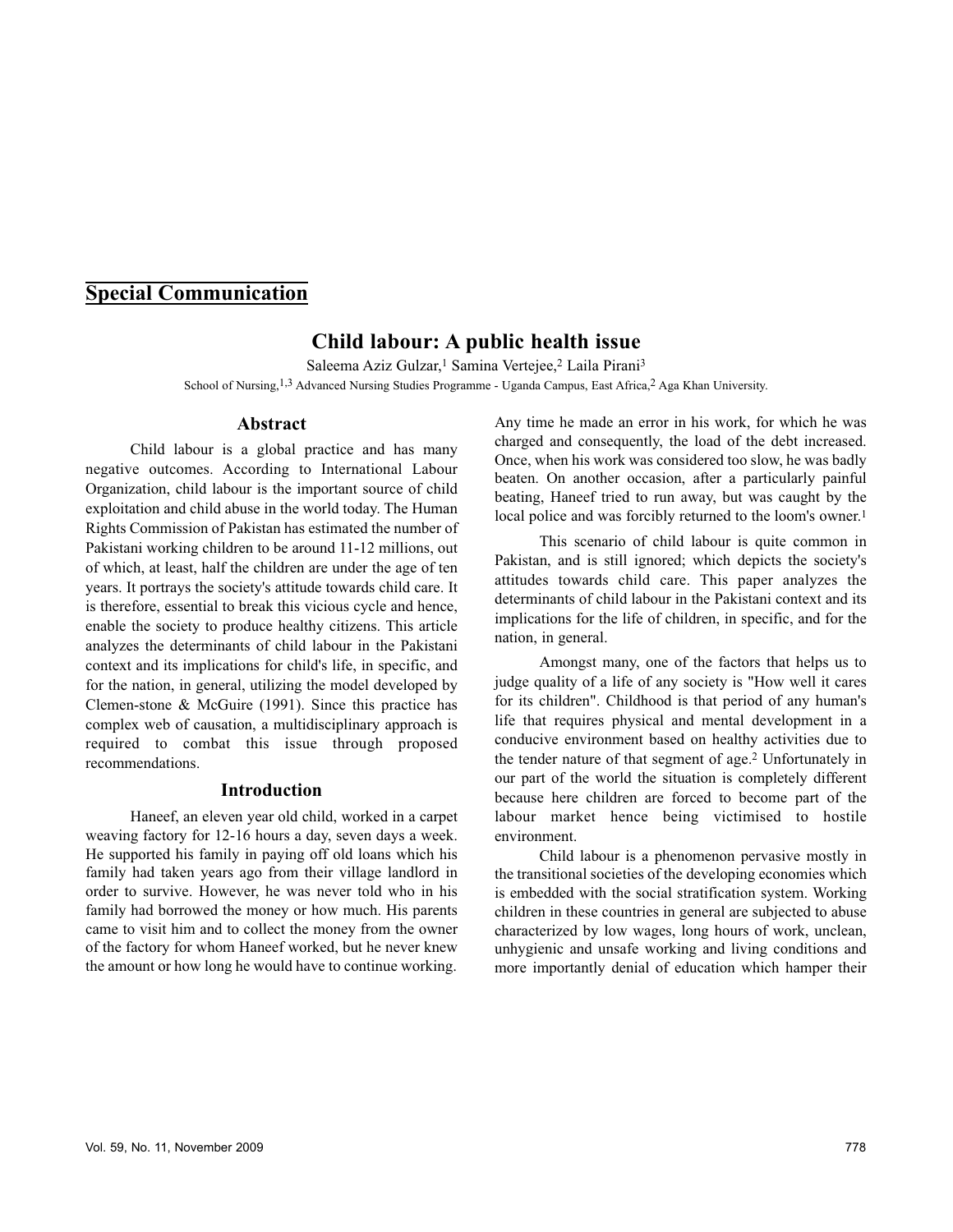## Special Communication

# Child labour: A public health issue

Saleema Aziz Gulzar,[1] Samina Vertejee,[2] Laila Pirani[3]

School of Nursing,[1,3] Advanced Nursing Studies Programme - Uganda Campus, East Africa,[2] Aga Khan University.

## Abstract

Child labour is a global practice and has many negative outcomes. According to International Labour Organization, child labour is the important source of child exploitation and child abuse in the world today. The Human Rights Commission of Pakistan has estimated the number of Pakistani working children to be around 11-12 millions, out of which, at least, half the children are under the age of ten years. It portrays the society's attitude towards child care. It is therefore, essential to break this vicious cycle and hence, enable the society to produce healthy citizens. This article analyzes the determinants of child labour in the Pakistani context and its implications for child's life, in specific, and for the nation, in general, utilizing the model developed by Clemen-stone & McGuire (1991). Since this practice has complex web of causation, a multidisciplinary approach is required to combat this issue through proposed recommendations.

## Introduction

Haneef, an eleven year old child, worked in a carpet weaving factory for 12-16 hours a day, seven days a week. He supported his family in paying off old loans which his family had taken years ago from their village landlord in order to survive. However, he was never told who in his family had borrowed the money or how much. His parents came to visit him and to collect the money from the owner of the factory for whom Haneef worked, but he never knew the amount or how long he would have to continue working. Any time he made an error in his work, for which he was charged and consequently, the load of the debt increased. Once, when his work was considered too slow, he was badly beaten. On another occasion, after a particularly painful beating, Haneef tried to run away, but was caught by the local police and was forcibly returned to the loom's owner.[1]

This scenario of child labour is quite common in Pakistan, and is still ignored; which depicts the society's attitudes towards child care. This paper analyzes the determinants of child labour in the Pakistani context and its implications for the life of children, in specific, and for the nation, in general.

Amongst many, one of the factors that helps us to judge quality of a life of any society is "How well it cares for its children". Childhood is that period of any human's life that requires physical and mental development in a conducive environment based on healthy activities due to the tender nature of that segment of age.[2] Unfortunately in our part of the world the situation is completely different because here children are forced to become part of the labour market hence being victimised to hostile environment.

Child labour is a phenomenon pervasive mostly in the transitional societies of the developing economies which is embedded with the social stratification system. Working children in these countries in general are subjected to abuse characterized by low wages, long hours of work, unclean, unhygienic and unsafe working and living conditions and more importantly denial of education which hamper their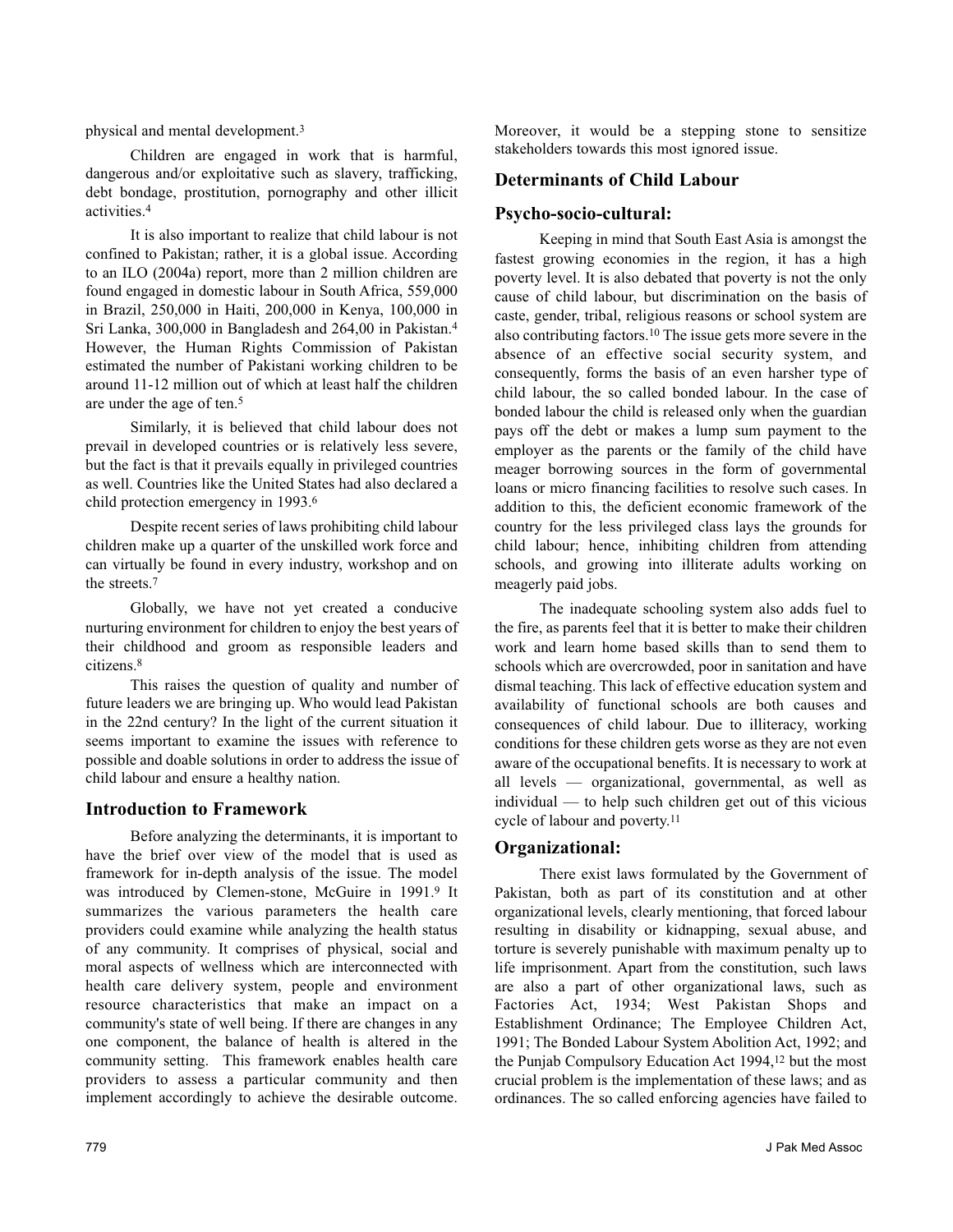physical and mental development.[3]

Children are engaged in work that is harmful, dangerous and/or exploitative such as slavery, trafficking, debt bondage, prostitution, pornography and other illicit activities.[4]

It is also important to realize that child labour is not confined to Pakistan; rather, it is a global issue. According to an ILO (2004a) report, more than 2 million children are found engaged in domestic labour in South Africa, 559,000 in Brazil, 250,000 in Haiti, 200,000 in Kenya, 100,000 in Sri Lanka, 300,000 in Bangladesh and 264,00 in Pakistan.[4] However, the Human Rights Commission of Pakistan estimated the number of Pakistani working children to be around 11-12 million out of which at least half the children are under the age of ten.[5]

Similarly, it is believed that child labour does not prevail in developed countries or is relatively less severe, but the fact is that it prevails equally in privileged countries as well. Countries like the United States had also declared a child protection emergency in 1993.[6]

Despite recent series of laws prohibiting child labour children make up a quarter of the unskilled work force and can virtually be found in every industry, workshop and on the streets.[7]

Globally, we have not yet created a conducive nurturing environment for children to enjoy the best years of their childhood and groom as responsible leaders and citizens.[8]

This raises the question of quality and number of future leaders we are bringing up. Who would lead Pakistan in the 22nd century? In the light of the current situation it seems important to examine the issues with reference to possible and doable solutions in order to address the issue of child labour and ensure a healthy nation.

## Introduction to Framework

Before analyzing the determinants, it is important to have the brief over view of the model that is used as framework for in-depth analysis of the issue. The model was introduced by Clemen-stone, McGuire in 1991.[9] It summarizes the various parameters the health care providers could examine while analyzing the health status of any community. It comprises of physical, social and moral aspects of wellness which are interconnected with health care delivery system, people and environment resource characteristics that make an impact on a community's state of well being. If there are changes in any one component, the balance of health is altered in the community setting. This framework enables health care providers to assess a particular community and then implement accordingly to achieve the desirable outcome. Moreover, it would be a stepping stone to sensitize stakeholders towards this most ignored issue.

## Determinants of Child Labour

### Psycho-socio-cultural:

Keeping in mind that South East Asia is amongst the fastest growing economies in the region, it has a high poverty level. It is also debated that poverty is not the only cause of child labour, but discrimination on the basis of caste, gender, tribal, religious reasons or school system are also contributing factors.[10] The issue gets more severe in the absence of an effective social security system, and consequently, forms the basis of an even harsher type of child labour, the so called bonded labour. In the case of bonded labour the child is released only when the guardian pays off the debt or makes a lump sum payment to the employer as the parents or the family of the child have meager borrowing sources in the form of governmental loans or micro financing facilities to resolve such cases. In addition to this, the deficient economic framework of the country for the less privileged class lays the grounds for child labour; hence, inhibiting children from attending schools, and growing into illiterate adults working on meagerly paid jobs.

The inadequate schooling system also adds fuel to the fire, as parents feel that it is better to make their children work and learn home based skills than to send them to schools which are overcrowded, poor in sanitation and have dismal teaching. This lack of effective education system and availability of functional schools are both causes and consequences of child labour. Due to illiteracy, working conditions for these children gets worse as they are not even aware of the occupational benefits. It is necessary to work at all levels — organizational, governmental, as well as individual — to help such children get out of this vicious cycle of labour and poverty.[11]

### Organizational:

There exist laws formulated by the Government of Pakistan, both as part of its constitution and at other organizational levels, clearly mentioning, that forced labour resulting in disability or kidnapping, sexual abuse, and torture is severely punishable with maximum penalty up to life imprisonment. Apart from the constitution, such laws are also a part of other organizational laws, such as Factories Act, 1934; West Pakistan Shops and Establishment Ordinance; The Employee Children Act, 1991; The Bonded Labour System Abolition Act, 1992; and the Punjab Compulsory Education Act 1994,[12] but the most crucial problem is the implementation of these laws; and as ordinances. The so called enforcing agencies have failed to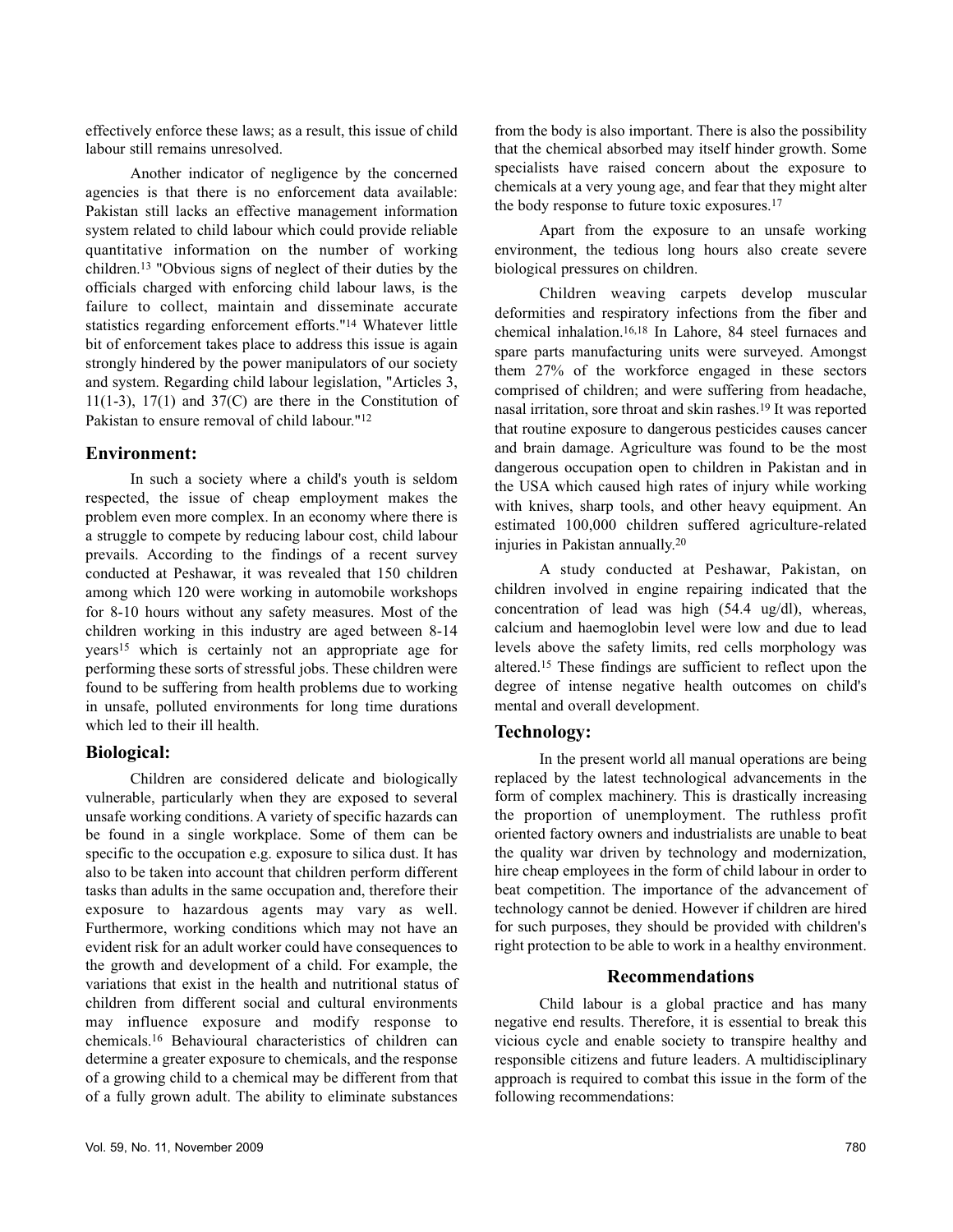effectively enforce these laws; as a result, this issue of child labour still remains unresolved.

Another indicator of negligence by the concerned agencies is that there is no enforcement data available: Pakistan still lacks an effective management information system related to child labour which could provide reliable quantitative information on the number of working children.[13] "Obvious signs of neglect of their duties by the officials charged with enforcing child labour laws, is the failure to collect, maintain and disseminate accurate statistics regarding enforcement efforts."[14] Whatever little bit of enforcement takes place to address this issue is again strongly hindered by the power manipulators of our society and system. Regarding child labour legislation, "Articles 3, 11(1-3), 17(1) and 37(C) are there in the Constitution of Pakistan to ensure removal of child labour."[12]

## Environment:

In such a society where a child's youth is seldom respected, the issue of cheap employment makes the problem even more complex. In an economy where there is a struggle to compete by reducing labour cost, child labour prevails. According to the findings of a recent survey conducted at Peshawar, it was revealed that 150 children among which 120 were working in automobile workshops for 8-10 hours without any safety measures. Most of the children working in this industry are aged between 8-14 years[15] which is certainly not an appropriate age for performing these sorts of stressful jobs. These children were found to be suffering from health problems due to working in unsafe, polluted environments for long time durations which led to their ill health.

## Biological:

Children are considered delicate and biologically vulnerable, particularly when they are exposed to several unsafe working conditions. A variety of specific hazards can be found in a single workplace. Some of them can be specific to the occupation e.g. exposure to silica dust. It has also to be taken into account that children perform different tasks than adults in the same occupation and, therefore their exposure to hazardous agents may vary as well. Furthermore, working conditions which may not have an evident risk for an adult worker could have consequences to the growth and development of a child. For example, the variations that exist in the health and nutritional status of children from different social and cultural environments may influence exposure and modify response to chemicals.[16] Behavioural characteristics of children can determine a greater exposure to chemicals, and the response of a growing child to a chemical may be different from that of a fully grown adult. The ability to eliminate substances from the body is also important. There is also the possibility that the chemical absorbed may itself hinder growth. Some specialists have raised concern about the exposure to chemicals at a very young age, and fear that they might alter the body response to future toxic exposures.[17]

Apart from the exposure to an unsafe working environment, the tedious long hours also create severe biological pressures on children.

Children weaving carpets develop muscular deformities and respiratory infections from the fiber and chemical inhalation.[16,18] In Lahore, 84 steel furnaces and spare parts manufacturing units were surveyed. Amongst them 27% of the workforce engaged in these sectors comprised of children; and were suffering from headache, nasal irritation, sore throat and skin rashes.[19] It was reported that routine exposure to dangerous pesticides causes cancer and brain damage. Agriculture was found to be the most dangerous occupation open to children in Pakistan and in the USA which caused high rates of injury while working with knives, sharp tools, and other heavy equipment. An estimated 100,000 children suffered agriculture-related injuries in Pakistan annually.[20]

A study conducted at Peshawar, Pakistan, on children involved in engine repairing indicated that the concentration of lead was high (54.4 ug/dl), whereas, calcium and haemoglobin level were low and due to lead levels above the safety limits, red cells morphology was altered.[15] These findings are sufficient to reflect upon the degree of intense negative health outcomes on child's mental and overall development.

## Technology:

In the present world all manual operations are being replaced by the latest technological advancements in the form of complex machinery. This is drastically increasing the proportion of unemployment. The ruthless profit oriented factory owners and industrialists are unable to beat the quality war driven by technology and modernization, hire cheap employees in the form of child labour in order to beat competition. The importance of the advancement of technology cannot be denied. However if children are hired for such purposes, they should be provided with children's right protection to be able to work in a healthy environment.

# Recommendations

Child labour is a global practice and has many negative end results. Therefore, it is essential to break this vicious cycle and enable society to transpire healthy and responsible citizens and future leaders. A multidisciplinary approach is required to combat this issue in the form of the following recommendations: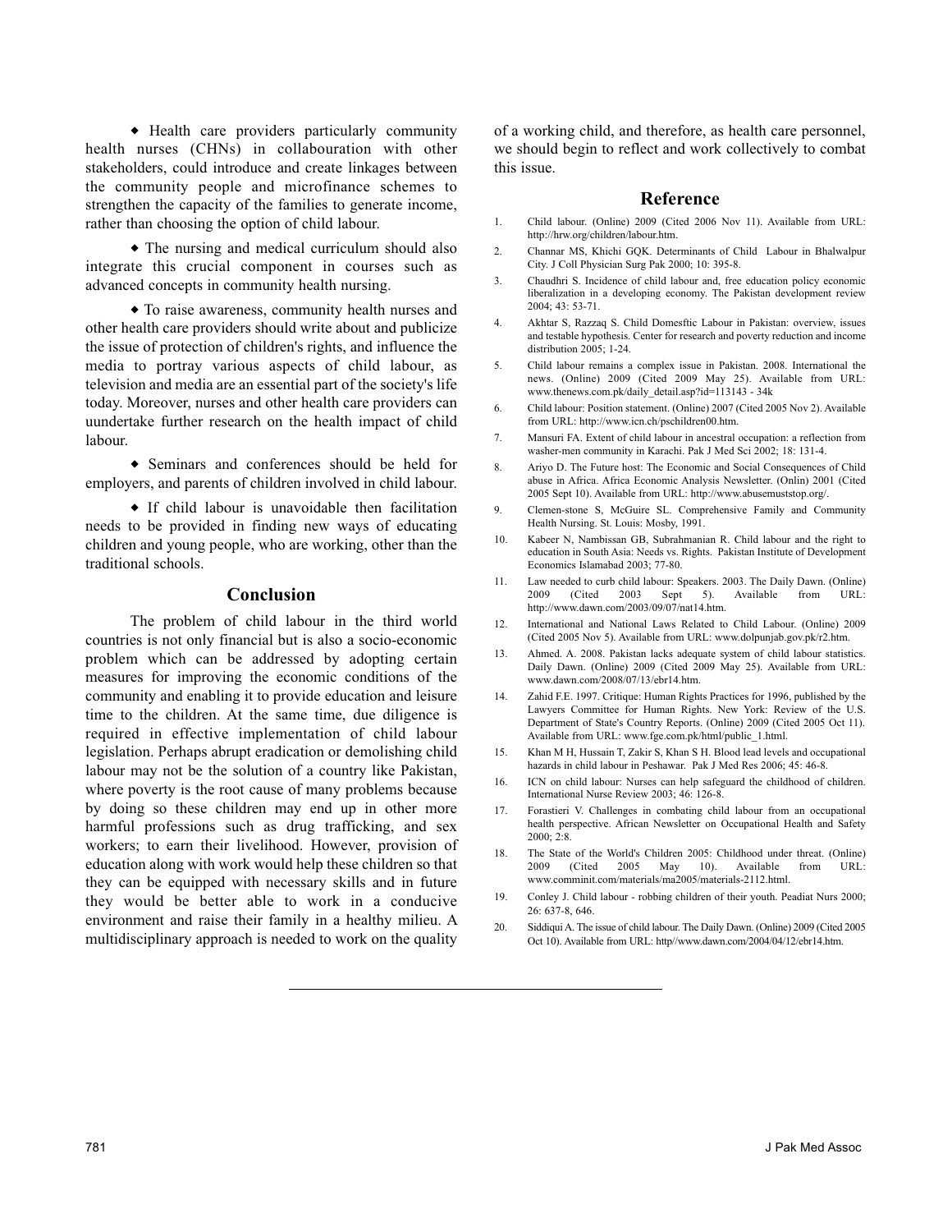◆ Health care providers particularly community health nurses (CHNs) in collabouration with other stakeholders, could introduce and create linkages between the community people and microfinance schemes to strengthen the capacity of the families to generate income, rather than choosing the option of child labour.

◆ The nursing and medical curriculum should also integrate this crucial component in courses such as advanced concepts in community health nursing.

◆ To raise awareness, community health nurses and other health care providers should write about and publicize the issue of protection of children's rights, and influence the media to portray various aspects of child labour, as television and media are an essential part of the society's life today. Moreover, nurses and other health care providers can uundertake further research on the health impact of child labour.

◆ Seminars and conferences should be held for employers, and parents of children involved in child labour.

◆ If child labour is unavoidable then facilitation needs to be provided in finding new ways of educating children and young people, who are working, other than the traditional schools.

## Conclusion

The problem of child labour in the third world countries is not only financial but is also a socio-economic problem which can be addressed by adopting certain measures for improving the economic conditions of the community and enabling it to provide education and leisure time to the children. At the same time, due diligence is required in effective implementation of child labour legislation. Perhaps abrupt eradication or demolishing child labour may not be the solution of a country like Pakistan, where poverty is the root cause of many problems because by doing so these children may end up in other more harmful professions such as drug trafficking, and sex workers; to earn their livelihood. However, provision of education along with work would help these children so that they can be equipped with necessary skills and in future they would be better able to work in a conducive environment and raise their family in a healthy milieu. A multidisciplinary approach is needed to work on the quality of a working child, and therefore, as health care personnel, we should begin to reflect and work collectively to combat this issue.

## Reference

1. Child labour. (Online) 2009 (Cited 2006 Nov 11). Available from URL: http://hrw.org/children/labour.htm.
2. Channar MS, Khichi GQK. Determinants of Child Labour in Bhalwalpur City. J Coll Physician Surg Pak 2000; 10: 395-8.
3. Chaudhri S. Incidence of child labour and, free education policy economic liberalization in a developing economy. The Pakistan development review 2004; 43: 53-71.
4. Akhtar S, Razzaq S. Child Domesftic Labour in Pakistan: overview, issues and testable hypothesis. Center for research and poverty reduction and income distribution 2005; 1-24.
5. Child labour remains a complex issue in Pakistan. 2008. International the news. (Online) 2009 (Cited 2009 May 25). Available from URL: www.thenews.com.pk/daily_detail.asp?id=113143 - 34k
6. Child labour: Position statement. (Online) 2007 (Cited 2005 Nov 2). Available from URL: http://www.icn.ch/pschildren00.htm.
7. Mansuri FA. Extent of child labour in ancestral occupation: a reflection from washer-men community in Karachi. Pak J Med Sci 2002; 18: 131-4.
8. Ariyo D. The Future host: The Economic and Social Consequences of Child abuse in Africa. Africa Economic Analysis Newsletter. (Onlin) 2001 (Cited 2005 Sept 10). Available from URL: http://www.abusemuststop.org/.
9. Clemen-stone S, McGuire SL. Comprehensive Family and Community Health Nursing. St. Louis: Mosby, 1991.
10. Kabeer N, Nambissan GB, Subrahmanian R. Child labour and the right to education in South Asia: Needs vs. Rights. Pakistan Institute of Development Economics Islamabad 2003; 77-80.
11. Law needed to curb child labour: Speakers. 2003. The Daily Dawn. (Online) 2009 (Cited 2003 Sept 5). Available from URL: http://www.dawn.com/2003/09/07/nat14.htm.
12. International and National Laws Related to Child Labour. (Online) 2009 (Cited 2005 Nov 5). Available from URL: www.dolpunjab.gov.pk/r2.htm.
13. Ahmed. A. 2008. Pakistan lacks adequate system of child labour statistics. Daily Dawn. (Online) 2009 (Cited 2009 May 25). Available from URL: www.dawn.com/2008/07/13/ebr14.htm.
14. Zahid F.E. 1997. Critique: Human Rights Practices for 1996, published by the Lawyers Committee for Human Rights. New York: Review of the U.S. Department of State's Country Reports. (Online) 2009 (Cited 2005 Oct 11). Available from URL: www.fge.com.pk/html/public_1.html.
15. Khan M H, Hussain T, Zakir S, Khan S H. Blood lead levels and occupational hazards in child labour in Peshawar. Pak J Med Res 2006; 45: 46-8.
16. ICN on child labour: Nurses can help safeguard the childhood of children. International Nurse Review 2003; 46: 126-8.
17. Forastieri V. Challenges in combating child labour from an occupational health perspective. African Newsletter on Occupational Health and Safety 2000; 2:8.
18. The State of the World's Children 2005: Childhood under threat. (Online) 2009 (Cited 2005 May 10). Available from URL: www.comminit.com/materials/ma2005/materials-2112.html.
19. Conley J. Child labour - robbing children of their youth. Peadiat Nurs 2000; 26: 637-8, 646.
20. Siddiqui A. The issue of child labour. The Daily Dawn. (Online) 2009 (Cited 2005 Oct 10). Available from URL: http//www.dawn.com/2004/04/12/ebr14.htm.